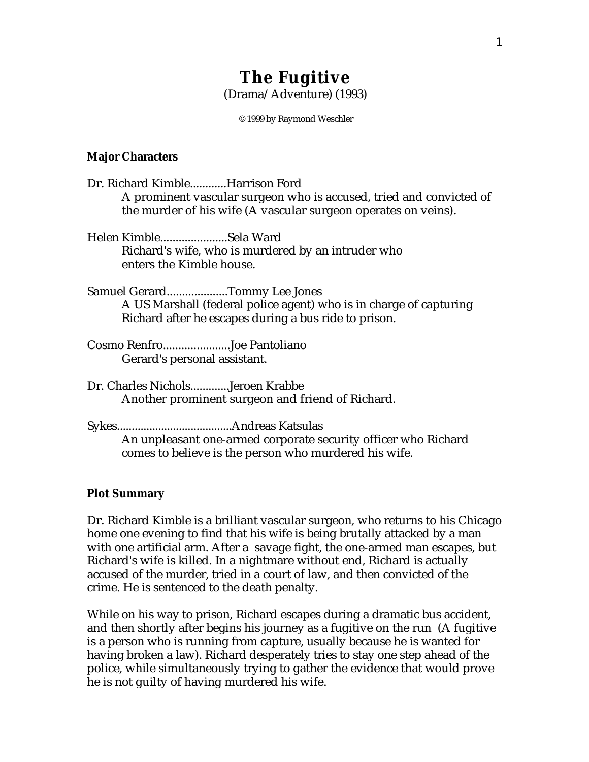# The Fugitive

(Drama/Adventure) (1993)

© 1999 by Raymond Weschler

**Major Characters**

Dr. Richard Kimble............Harrison Ford
A prominent vascular surgeon who is accused, tried and convicted of the murder of his wife (A vascular surgeon operates on veins).

Helen Kimble......................Sela Ward
Richard's wife, who is murdered by an intruder who enters the Kimble house.

Samuel Gerard....................Tommy Lee Jones
A US Marshall (federal police agent) who is in charge of capturing Richard after he escapes during a bus ride to prison.

Cosmo Renfro......................Joe Pantoliano
Gerard's personal assistant.

Dr. Charles Nichols.............Jeroen Krabbe
Another prominent surgeon and friend of Richard.

Sykes.......................................Andreas Katsulas
An unpleasant one-armed corporate security officer who Richard comes to believe is the person who murdered his wife.

**Plot Summary**

Dr. Richard Kimble is a brilliant vascular surgeon, who returns to his Chicago home one evening to find that his wife is being brutally attacked by a man with one artificial arm. After a savage fight, the one-armed man escapes, but Richard's wife is killed. In a nightmare without end, Richard is actually accused of the murder, tried in a court of law, and then convicted of the crime. He is sentenced to the death penalty.

While on his way to prison, Richard escapes during a dramatic bus accident, and then shortly after begins his journey as a fugitive on the run (A fugitive is a person who is running from capture, usually because he is wanted for having broken a law). Richard desperately tries to stay one step ahead of the police, while simultaneously trying to gather the evidence that would prove he is not guilty of having murdered his wife.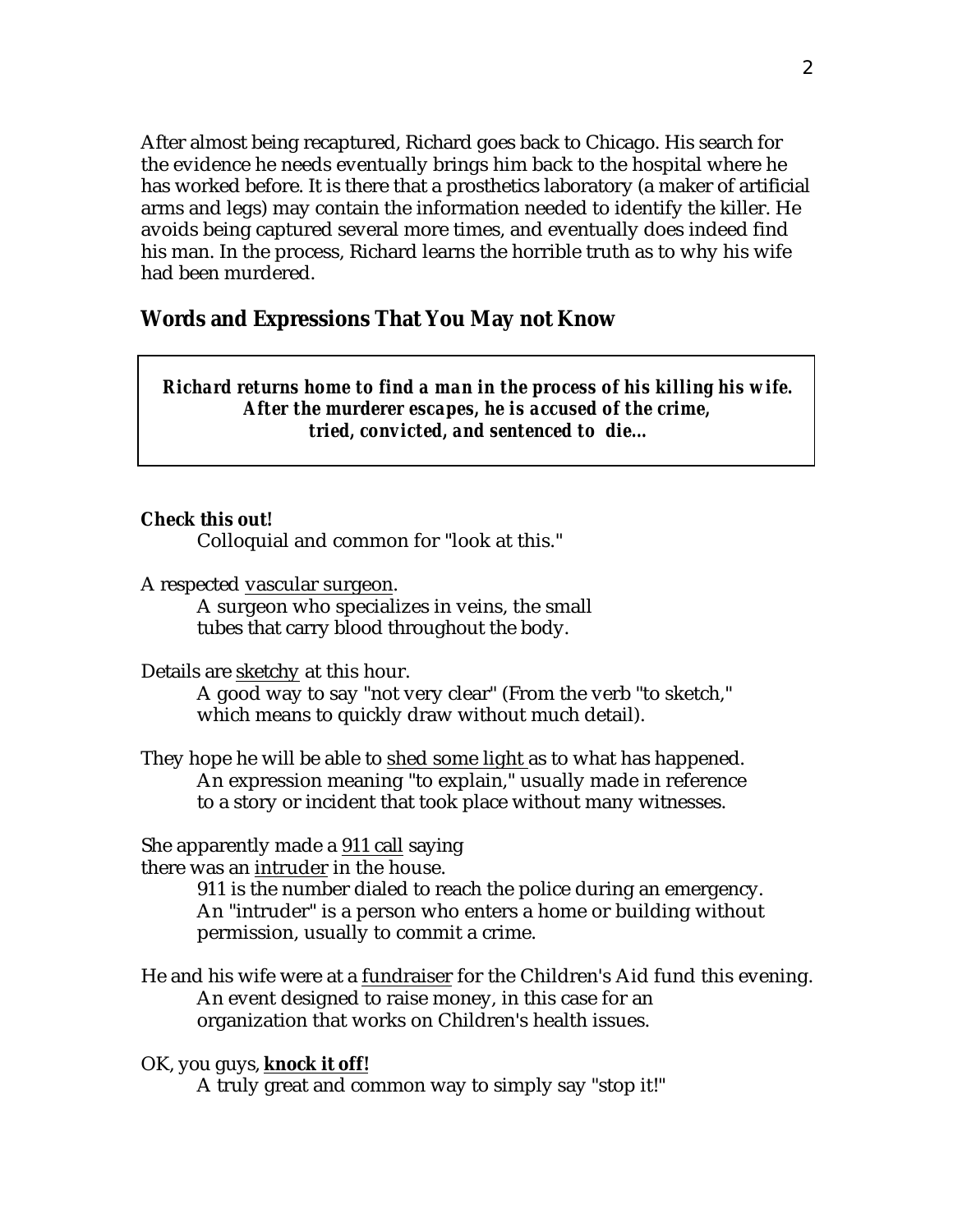After almost being recaptured, Richard goes back to Chicago. His search for the evidence he needs eventually brings him back to the hospital where he has worked before. It is there that a prosthetics laboratory (a maker of artificial arms and legs) may contain the information needed to identify the killer. He avoids being captured several more times, and eventually does indeed find his man. In the process, Richard learns the horrible truth as to why his wife had been murdered.

## Words and Expressions That You May not Know

> ***Richard returns home to find a man in the process of his killing his wife. After the murderer escapes, he is accused of the crime, tried, convicted, and sentenced to die...***

**Check this out!**
Colloquial and common for "look at this."

A respected vascular surgeon.
A surgeon who specializes in veins, the small tubes that carry blood throughout the body.

Details are sketchy at this hour.
A good way to say "not very clear" (From the verb "to sketch," which means to quickly draw without much detail).

They hope he will be able to shed some light as to what has happened.
An expression meaning "to explain," usually made in reference to a story or incident that took place without many witnesses.

She apparently made a 911 call saying there was an intruder in the house.
911 is the number dialed to reach the police during an emergency. An "intruder" is a person who enters a home or building without permission, usually to commit a crime.

He and his wife were at a fundraiser for the Children's Aid fund this evening.
An event designed to raise money, in this case for an organization that works on Children's health issues.

OK, you guys, **knock it off!**
A truly great and common way to simply say "stop it!"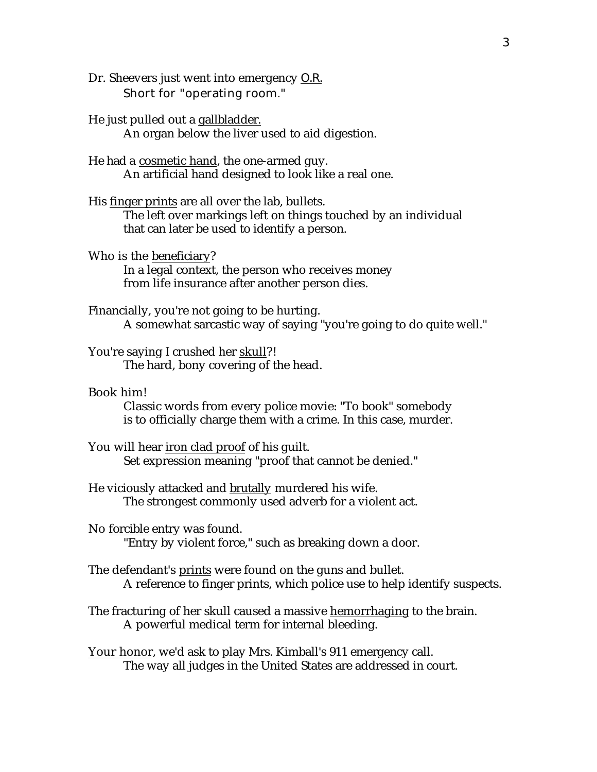Dr. Sheevers just went into emergency <u>O.R.</u>
    Short for "operating room."

He just pulled out a <u>gallbladder.</u>
    An organ below the liver used to aid digestion.

He had a <u>cosmetic hand</u>, the one-armed guy.
    An artificial hand designed to look like a real one.

His <u>finger prints</u> are all over the lab, bullets.
    The left over markings left on things touched by an individual that can later be used to identify a person.

Who is the <u>beneficiary</u>?
    In a legal context, the person who receives money from life insurance after another person dies.

Financially, you're not going to be hurting.
    A somewhat sarcastic way of saying "you're going to do quite well."

You're saying I crushed her <u>skull</u>?!
    The hard, bony covering of the head.

Book him!
    Classic words from every police movie: "To book" somebody is to officially charge them with a crime. In this case, murder.

You will hear <u>iron clad proof</u> of his guilt.
    Set expression meaning "proof that cannot be denied."

He viciously attacked and <u>brutally</u> murdered his wife.
    The strongest commonly used adverb for a violent act.

No <u>forcible entry</u> was found.
    "Entry by violent force," such as breaking down a door.

The defendant's <u>prints</u> were found on the guns and bullet.
    A reference to finger prints, which police use to help identify suspects.

The fracturing of her skull caused a massive <u>hemorrhaging</u> to the brain.
    A powerful medical term for internal bleeding.

<u>Your honor</u>, we'd ask to play Mrs. Kimball's 911 emergency call.
    The way all judges in the United States are addressed in court.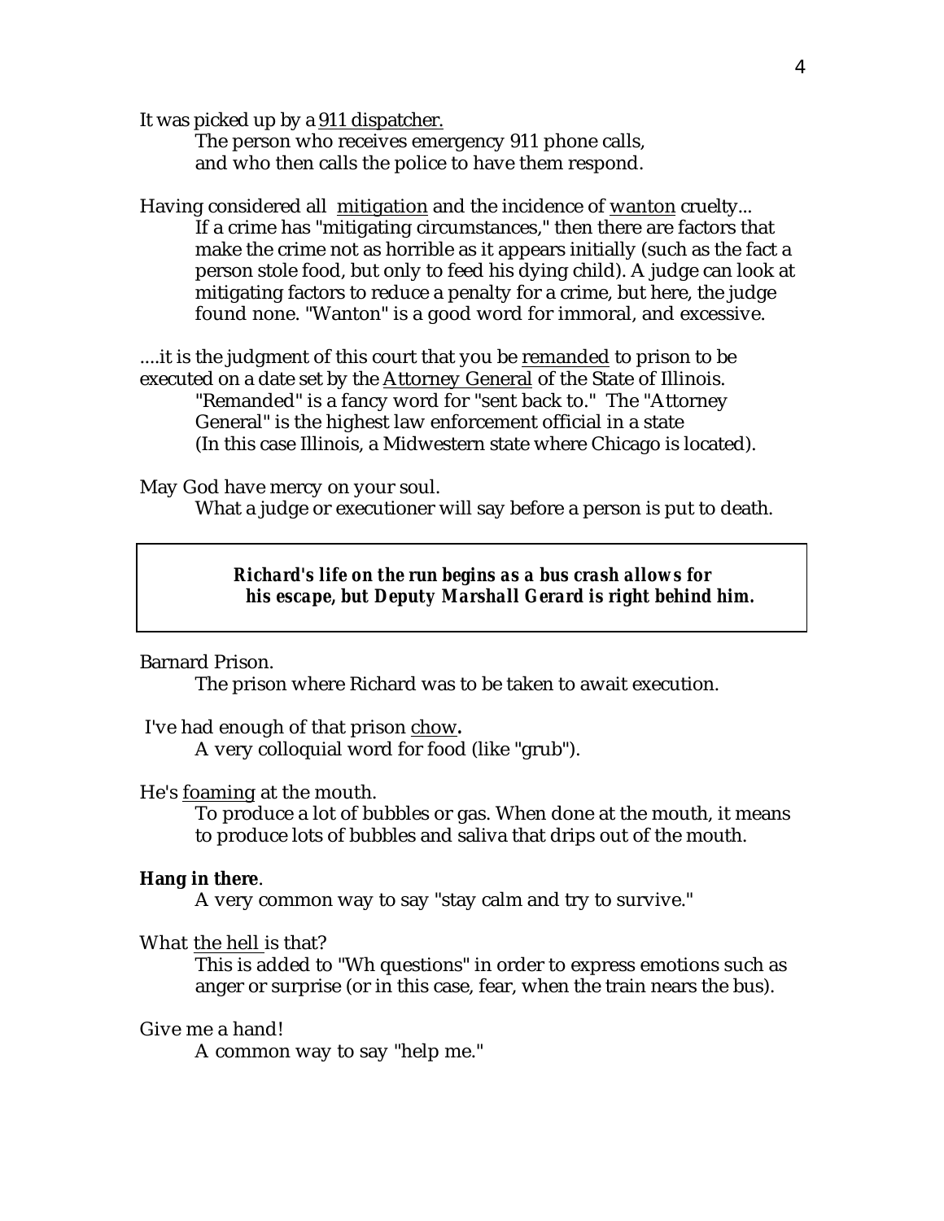It was picked up by a <u>911 dispatcher.</u>

> The person who receives emergency 911 phone calls, and who then calls the police to have them respond.

Having considered all <u>mitigation</u> and the incidence of <u>wanton</u> cruelty...

> If a crime has "mitigating circumstances," then there are factors that make the crime not as horrible as it appears initially (such as the fact a person stole food, but only to feed his dying child). A judge can look at mitigating factors to reduce a penalty for a crime, but here, the judge found none. "Wanton" is a good word for immoral, and excessive.

....it is the judgment of this court that you be <u>remanded</u> to prison to be executed on a date set by the <u>Attorney General</u> of the State of Illinois.

> "Remanded" is a fancy word for "sent back to." The "Attorney General" is the highest law enforcement official in a state (In this case Illinois, a Midwestern state where Chicago is located).

May God have mercy on your soul.

> What a judge or executioner will say before a person is put to death.

***Richard's life on the run begins as a bus crash allows for his escape, but Deputy Marshall Gerard is right behind him.***

Barnard Prison.

> The prison where Richard was to be taken to await execution.

I've had enough of that prison <u>chow</u>**.**

> A very colloquial word for food (like "grub").

He's <u>foaming</u> at the mouth.

> To produce a lot of bubbles or gas. When done at the mouth, it means to produce lots of bubbles and saliva that drips out of the mouth.

**Hang in there**.

> A very common way to say "stay calm and try to survive."

What <u>the hell</u> is that?

> This is added to "Wh questions" in order to express emotions such as anger or surprise (or in this case, fear, when the train nears the bus).

Give me a hand!

> A common way to say "help me."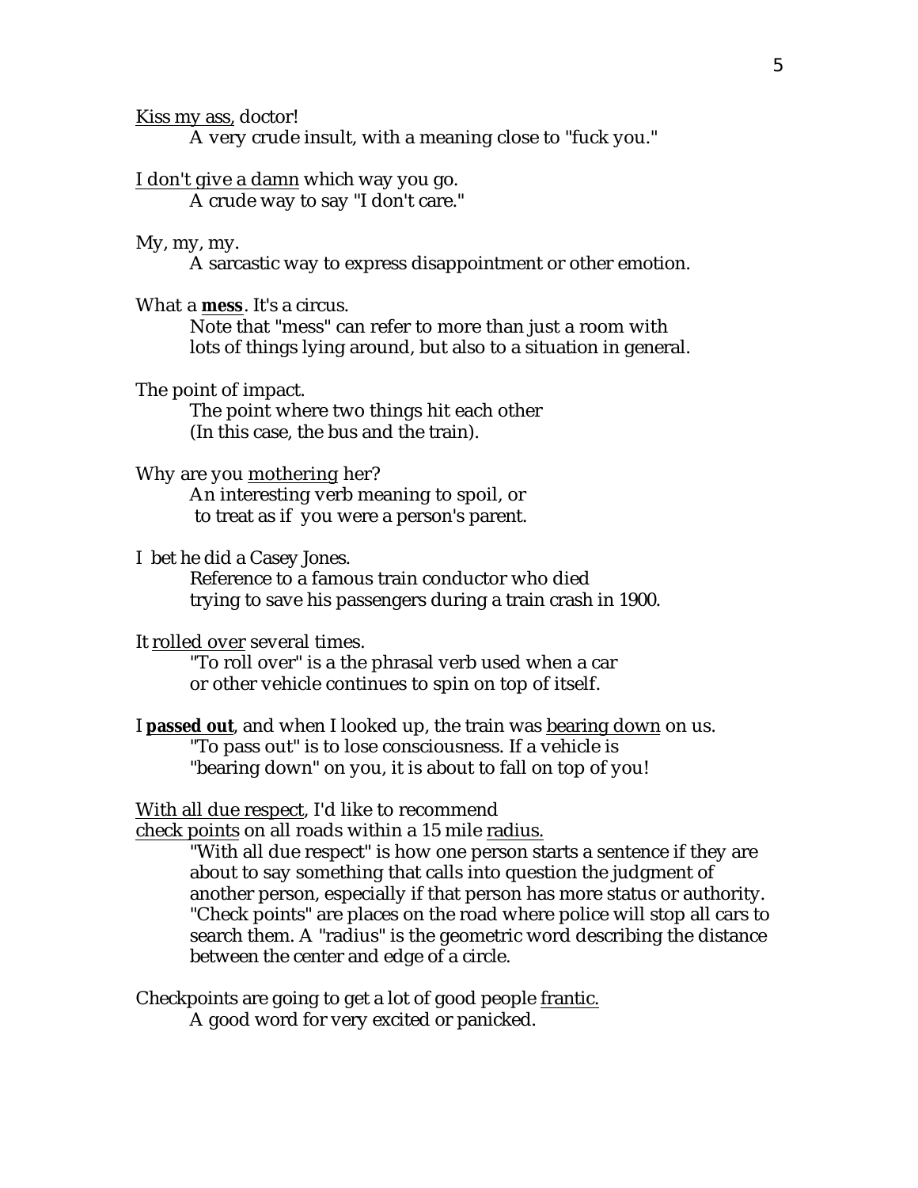<u>Kiss my ass</u>, doctor!

> A very crude insult, with a meaning close to "fuck you."

<u>I don't give a damn</u> which way you go.

> A crude way to say "I don't care."

My, my, my.

> A sarcastic way to express disappointment or other emotion.

What a **<u>mess</u>**. It's a circus.

> Note that "mess" can refer to more than just a room with lots of things lying around, but also to a situation in general.

The point of impact.

> The point where two things hit each other (In this case, the bus and the train).

Why are you <u>mothering</u> her?

> An interesting verb meaning to spoil, or to treat as if you were a person's parent.

I bet he did a Casey Jones.

> Reference to a famous train conductor who died trying to save his passengers during a train crash in 1900.

It <u>rolled over</u> several times.

> "To roll over" is a the phrasal verb used when a car or other vehicle continues to spin on top of itself.

I **<u>passed out</u>**, and when I looked up, the train was <u>bearing down</u> on us.

> "To pass out" is to lose consciousness. If a vehicle is "bearing down" on you, it is about to fall on top of you!

<u>With all due respect</u>, I'd like to recommend <u>check points</u> on all roads within a 15 mile <u>radius.</u>

> "With all due respect" is how one person starts a sentence if they are about to say something that calls into question the judgment of another person, especially if that person has more status or authority. "Check points" are places on the road where police will stop all cars to search them. A "radius" is the geometric word describing the distance between the center and edge of a circle.

Checkpoints are going to get a lot of good people <u>frantic.</u>

> A good word for very excited or panicked.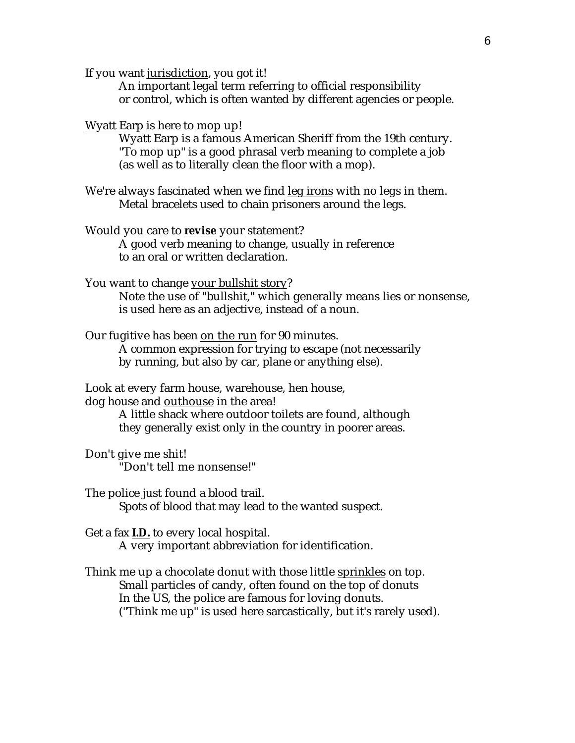If you want jurisdiction, you got it!

> An important legal term referring to official responsibility or control, which is often wanted by different agencies or people.

Wyatt Earp is here to mop up!

> Wyatt Earp is a famous American Sheriff from the 19th century. "To mop up" is a good phrasal verb meaning to complete a job (as well as to literally clean the floor with a mop).

We're always fascinated when we find leg irons with no legs in them.

> Metal bracelets used to chain prisoners around the legs.

Would you care to **revise** your statement?

> A good verb meaning to change, usually in reference to an oral or written declaration.

You want to change your bullshit story?

> Note the use of "bullshit," which generally means lies or nonsense, is used here as an adjective, instead of a noun.

Our fugitive has been on the run for 90 minutes.

> A common expression for trying to escape (not necessarily by running, but also by car, plane or anything else).

Look at every farm house, warehouse, hen house,
dog house and outhouse in the area!

> A little shack where outdoor toilets are found, although they generally exist only in the country in poorer areas.

Don't give me shit!

> "Don't tell me nonsense!"

The police just found a blood trail.

> Spots of blood that may lead to the wanted suspect.

Get a fax **I.D.** to every local hospital.

> A very important abbreviation for identification.

Think me up a chocolate donut with those little sprinkles on top.

> Small particles of candy, often found on the top of donuts
> In the US, the police are famous for loving donuts.
> ("Think me up" is used here sarcastically, but it's rarely used).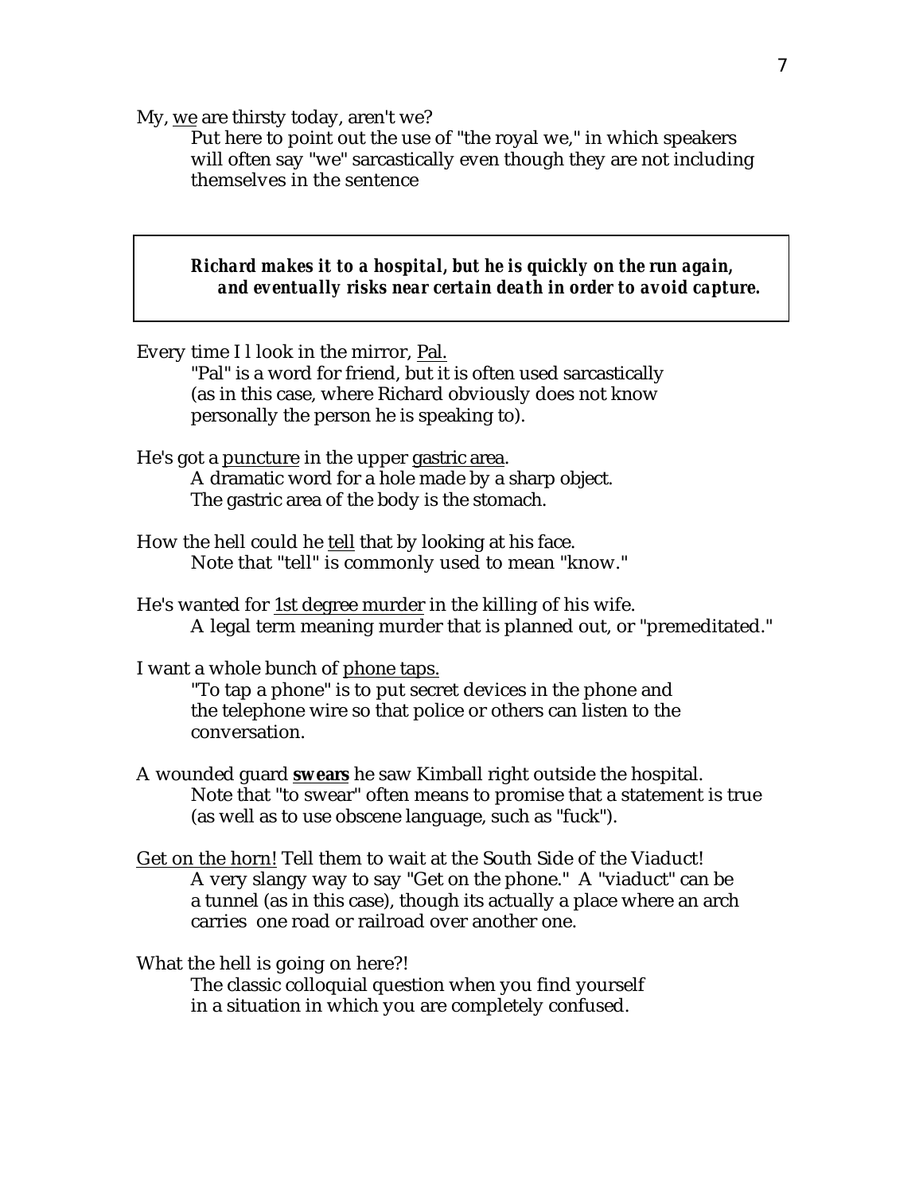My, <u>we</u> are thirsty today, aren't we?

> Put here to point out the use of "the royal we," in which speakers will often say "we" sarcastically even though they are not including themselves in the sentence

> ***Richard makes it to a hospital, but he is quickly on the run again, and eventually risks near certain death in order to avoid capture.***

Every time I l look in the mirror, <u>Pal.</u>

> "Pal" is a word for friend, but it is often used sarcastically (as in this case, where Richard obviously does not know personally the person he is speaking to).

He's got a <u>puncture</u> in the upper <u>gastric area</u>.

> A dramatic word for a hole made by a sharp object. The gastric area of the body is the stomach.

How the hell could he <u>tell</u> that by looking at his face.

> Note that "tell" is commonly used to mean "know."

He's wanted for <u>1st degree murder</u> in the killing of his wife.

> A legal term meaning murder that is planned out, or "premeditated."

I want a whole bunch of <u>phone taps.</u>

> "To tap a phone" is to put secret devices in the phone and the telephone wire so that police or others can listen to the conversation.

A wounded guard <u>**swears**</u> he saw Kimball right outside the hospital.

> Note that "to swear" often means to promise that a statement is true (as well as to use obscene language, such as "fuck").

<u>Get on the horn!</u> Tell them to wait at the South Side of the Viaduct!

> A very slangy way to say "Get on the phone." A "viaduct" can be a tunnel (as in this case), though its actually a place where an arch carries one road or railroad over another one.

What the hell is going on here?!

> The classic colloquial question when you find yourself in a situation in which you are completely confused.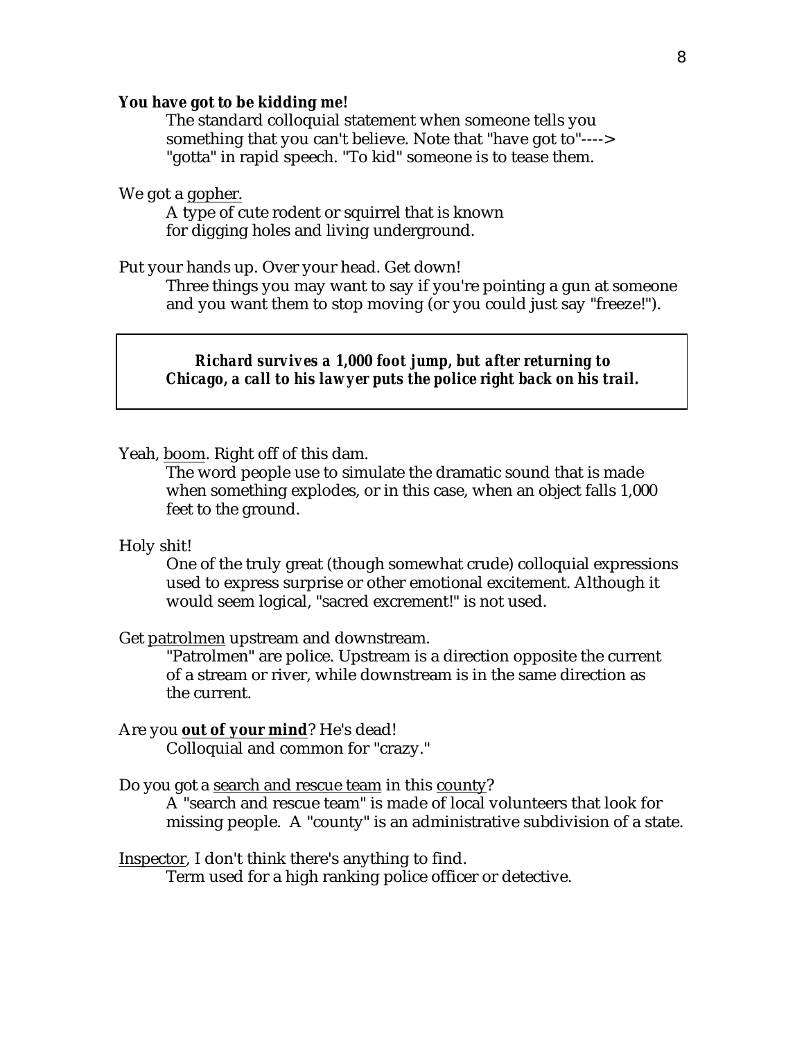**You have got to be kidding me!**

The standard colloquial statement when someone tells you something that you can't believe. Note that "have got to"----> "gotta" in rapid speech. "To kid" someone is to tease them.

We got a <u>gopher.</u>

A type of cute rodent or squirrel that is known for digging holes and living underground.

Put your hands up. Over your head. Get down!

Three things you may want to say if you're pointing a gun at someone and you want them to stop moving (or you could just say "freeze!").

> ***Richard survives a 1,000 foot jump, but after returning to Chicago, a call to his lawyer puts the police right back on his trail.***

Yeah, <u>boom</u>. Right off of this dam.

The word people use to simulate the dramatic sound that is made when something explodes, or in this case, when an object falls 1,000 feet to the ground.

Holy shit!

One of the truly great (though somewhat crude) colloquial expressions used to express surprise or other emotional excitement. Although it would seem logical, "sacred excrement!" is not used.

Get <u>patrolmen</u> upstream and downstream.

"Patrolmen" are police. Upstream is a direction opposite the current of a stream or river, while downstream is in the same direction as the current.

Are you <u>**out of your mind**</u>? He's dead!

Colloquial and common for "crazy."

Do you got a <u>search and rescue team</u> in this <u>county</u>?

A "search and rescue team" is made of local volunteers that look for missing people. A "county" is an administrative subdivision of a state.

<u>Inspector</u>, I don't think there's anything to find.

Term used for a high ranking police officer or detective.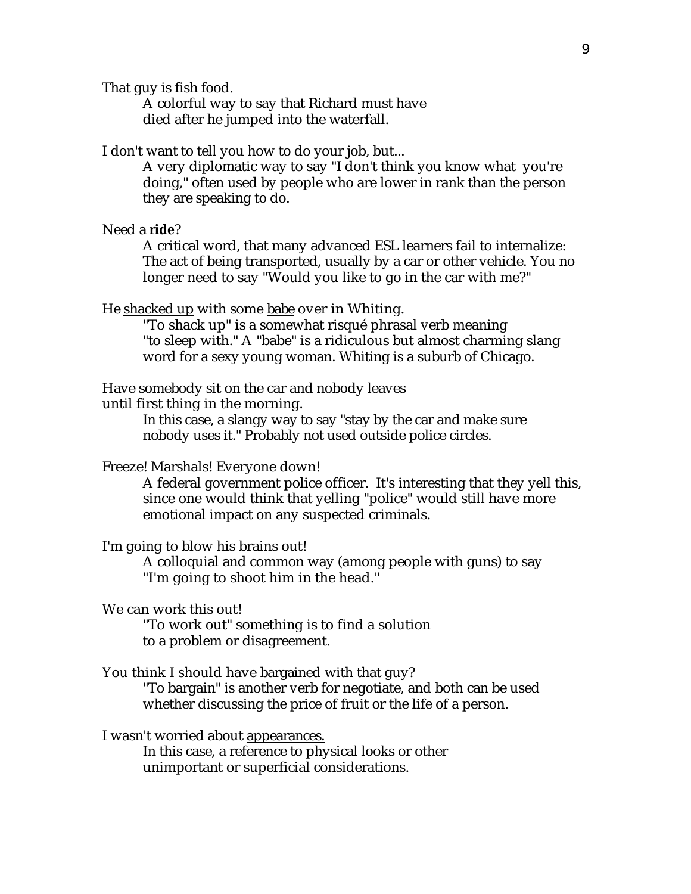That guy is fish food.

> A colorful way to say that Richard must have died after he jumped into the waterfall.

I don't want to tell you how to do your job, but...

> A very diplomatic way to say "I don't think you know what you're doing," often used by people who are lower in rank than the person they are speaking to do.

Need a <u>**ride**</u>?

> A critical word, that many advanced ESL learners fail to internalize: The act of being transported, usually by a car or other vehicle. You no longer need to say "Would you like to go in the car with me?"

He <u>shacked up</u> with some <u>babe</u> over in Whiting.

> "To shack up" is a somewhat risqué phrasal verb meaning "to sleep with." A "babe" is a ridiculous but almost charming slang word for a sexy young woman. Whiting is a suburb of Chicago.

Have somebody <u>sit on the car</u> and nobody leaves until first thing in the morning.

> In this case, a slangy way to say "stay by the car and make sure nobody uses it." Probably not used outside police circles.

Freeze! <u>Marshals</u>! Everyone down!

> A federal government police officer. It's interesting that they yell this, since one would think that yelling "police" would still have more emotional impact on any suspected criminals.

I'm going to blow his brains out!

> A colloquial and common way (among people with guns) to say "I'm going to shoot him in the head."

We can <u>work this out</u>!

> "To work out" something is to find a solution to a problem or disagreement.

You think I should have <u>bargained</u> with that guy?

> "To bargain" is another verb for negotiate, and both can be used whether discussing the price of fruit or the life of a person.

I wasn't worried about <u>appearances.</u>

> In this case, a reference to physical looks or other unimportant or superficial considerations.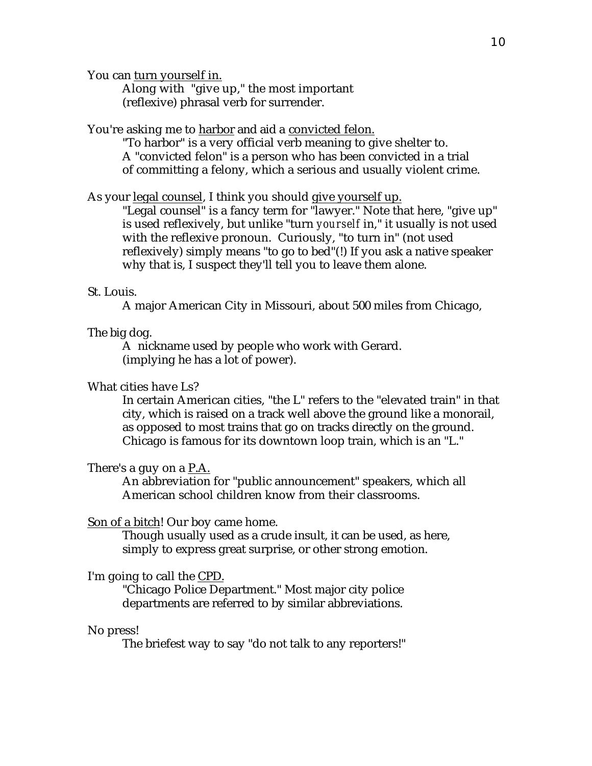You can <u>turn yourself in.</u>

> Along with "give up," the most important (reflexive) phrasal verb for surrender.

You're asking me to <u>harbor</u> and aid a <u>convicted felon.</u>

> "To harbor" is a very official verb meaning to give shelter to. A "convicted felon" is a person who has been convicted in a trial of committing a felony, which a serious and usually violent crime.

As your <u>legal counsel</u>, I think you should <u>give yourself up.</u>

> "Legal counsel" is a fancy term for "lawyer." Note that here, "give up" is used reflexively, but unlike "turn *yourself* in," it usually is not used with the reflexive pronoun. Curiously, "to turn in" (not used reflexively) simply means "to go to bed"(!) If you ask a native speaker why that is, I suspect they'll tell you to leave them alone.

St. Louis.

> A major American City in Missouri, about 500 miles from Chicago,

The big dog.

> A nickname used by people who work with Gerard. (implying he has a lot of power).

What cities have Ls?

> In certain American cities, "the L" refers to the "elevated train" in that city, which is raised on a track well above the ground like a monorail, as opposed to most trains that go on tracks directly on the ground. Chicago is famous for its downtown loop train, which is an "L."

There's a guy on a <u>P.A.</u>

> An abbreviation for "public announcement" speakers, which all American school children know from their classrooms.

<u>Son of a bitch</u>! Our boy came home.

> Though usually used as a crude insult, it can be used, as here, simply to express great surprise, or other strong emotion.

I'm going to call the <u>CPD.</u>

> "Chicago Police Department." Most major city police departments are referred to by similar abbreviations.

No press!

> The briefest way to say "do not talk to any reporters!"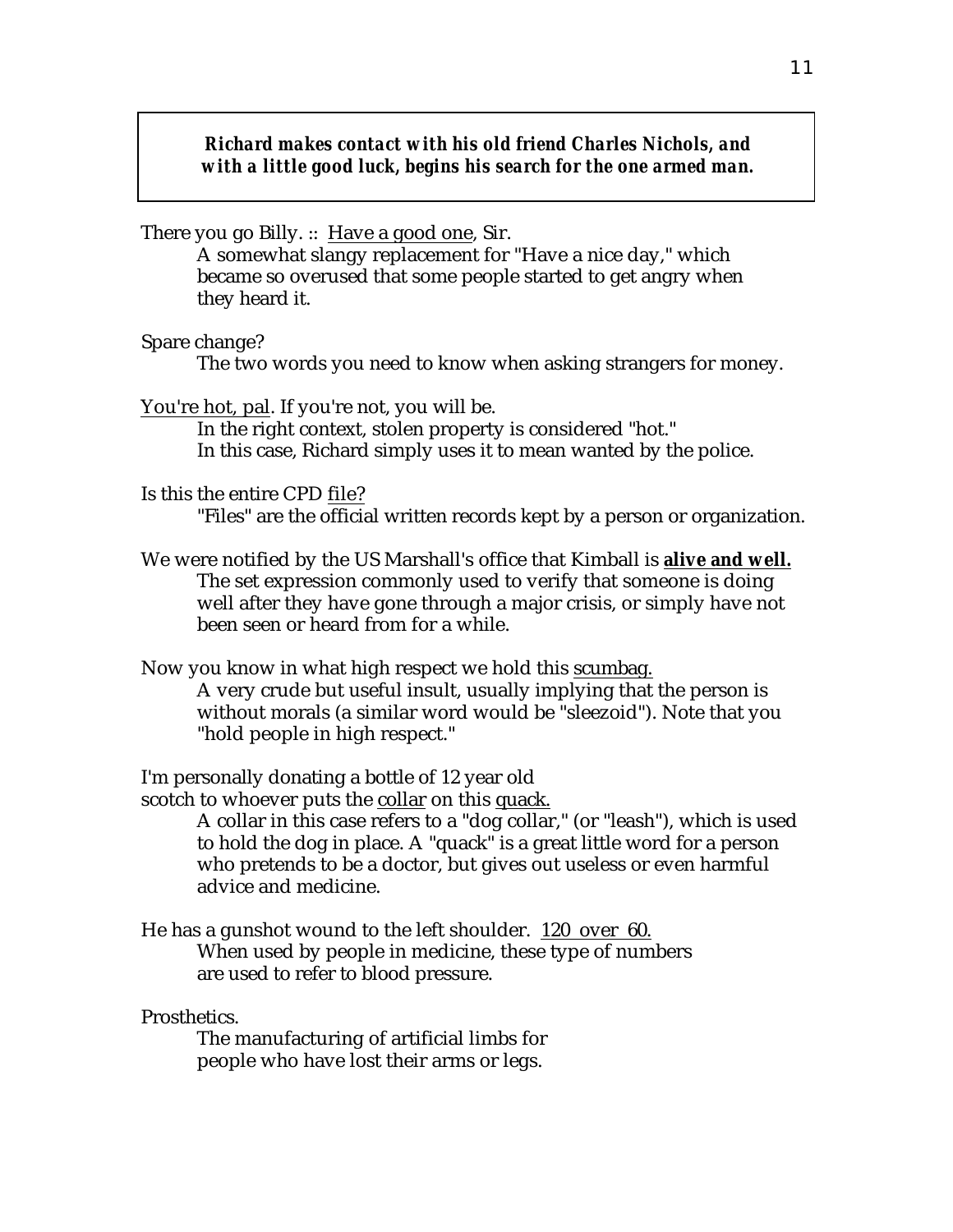***Richard makes contact with his old friend Charles Nichols, and with a little good luck, begins his search for the one armed man.***

There you go Billy. :: <u>Have a good one</u>, Sir.

> A somewhat slangy replacement for "Have a nice day," which became so overused that some people started to get angry when they heard it.

Spare change?

> The two words you need to know when asking strangers for money.

<u>You're hot, pal</u>. If you're not, you will be.

> In the right context, stolen property is considered "hot."
> In this case, Richard simply uses it to mean wanted by the police.

Is this the entire CPD <u>file?</u>

> "Files" are the official written records kept by a person or organization.

We were notified by the US Marshall's office that Kimball is **<u>alive and well.</u>**

> The set expression commonly used to verify that someone is doing well after they have gone through a major crisis, or simply have not been seen or heard from for a while.

Now you know in what high respect we hold this <u>scumbag.</u>

> A very crude but useful insult, usually implying that the person is without morals (a similar word would be "sleezoid"). Note that you "hold people in high respect."

I'm personally donating a bottle of 12 year old
scotch to whoever puts the <u>collar</u> on this <u>quack.</u>

> A collar in this case refers to a "dog collar," (or "leash"), which is used to hold the dog in place. A "quack" is a great little word for a person who pretends to be a doctor, but gives out useless or even harmful advice and medicine.

He has a gunshot wound to the left shoulder. <u>120 over 60.</u>

> When used by people in medicine, these type of numbers are used to refer to blood pressure.

Prosthetics.

> The manufacturing of artificial limbs for people who have lost their arms or legs.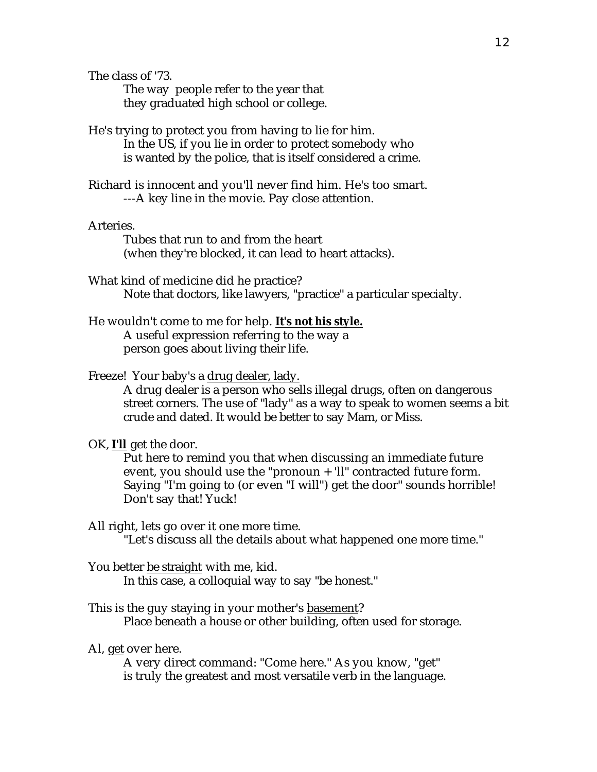The class of '73.

The way people refer to the year that they graduated high school or college.

He's trying to protect you from having to lie for him.

In the US, if you lie in order to protect somebody who is wanted by the police, that is itself considered a crime.

Richard is innocent and you'll never find him. He's too smart.

---A key line in the movie. Pay close attention.

Arteries.

Tubes that run to and from the heart (when they're blocked, it can lead to heart attacks).

What kind of medicine did he practice?

Note that doctors, like lawyers, "practice" a particular specialty.

He wouldn't come to me for help. **<u>It's not his style.</u>**

A useful expression referring to the way a person goes about living their life.

Freeze! Your baby's a <u>drug dealer, lady.</u>

A drug dealer is a person who sells illegal drugs, often on dangerous street corners. The use of "lady" as a way to speak to women seems a bit crude and dated. It would be better to say Mam, or Miss.

OK, **<u>I'll</u>** get the door.

Put here to remind you that when discussing an immediate future event, you should use the "pronoun + 'll" contracted future form. Saying "I'm going to (or even "I will") get the door" sounds horrible! Don't say that! Yuck!

All right, lets go over it one more time.

"Let's discuss all the details about what happened one more time."

You better <u>be straight</u> with me, kid.

In this case, a colloquial way to say "be honest."

This is the guy staying in your mother's <u>basement</u>?

Place beneath a house or other building, often used for storage.

Al, <u>get</u> over here.

A very direct command: "Come here." As you know, "get" is truly the greatest and most versatile verb in the language.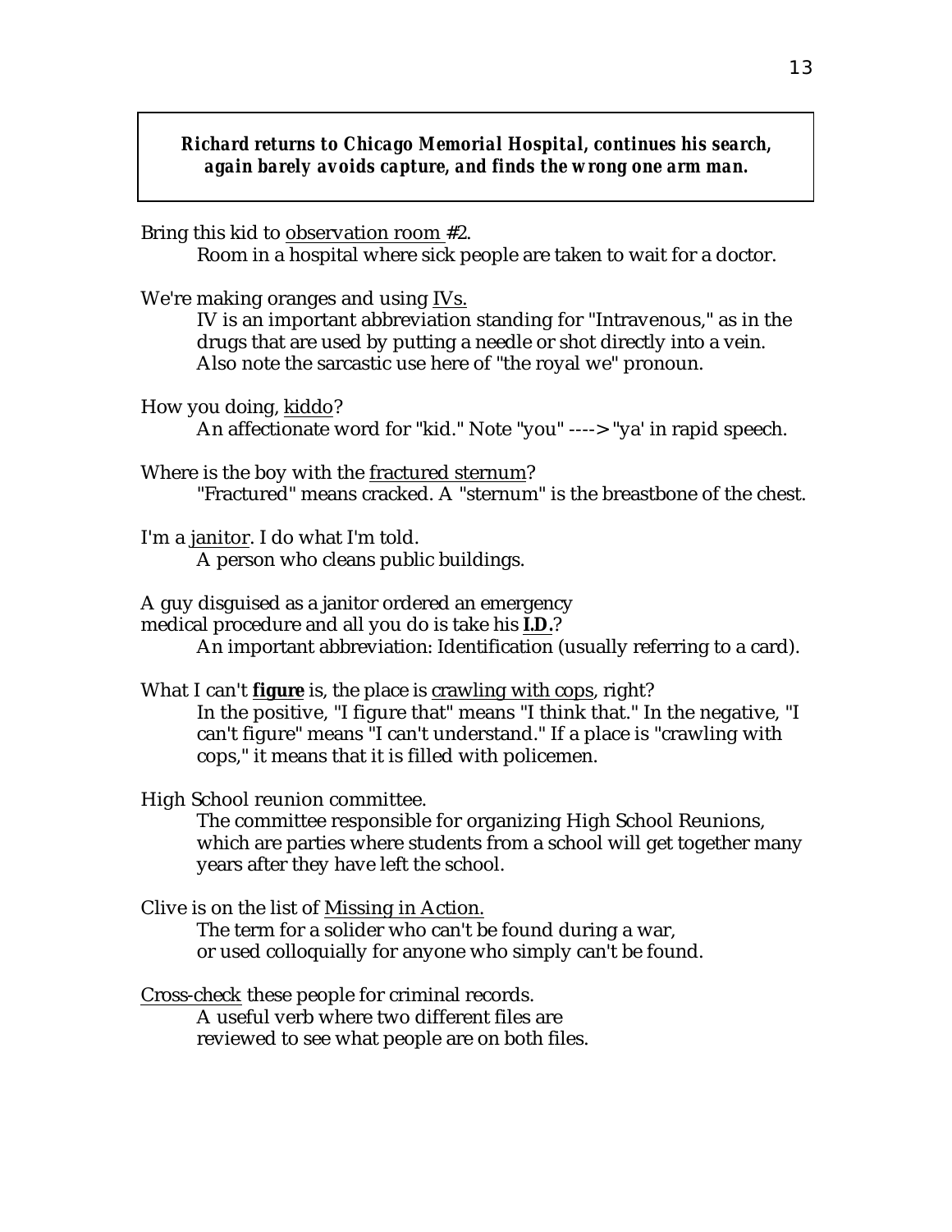***Richard returns to Chicago Memorial Hospital, continues his search, again barely avoids capture, and finds the wrong one arm man.***

Bring this kid to <u>observation room</u> #2.
Room in a hospital where sick people are taken to wait for a doctor.

We're making oranges and using <u>IVs.</u>
IV is an important abbreviation standing for "Intravenous," as in the drugs that are used by putting a needle or shot directly into a vein. Also note the sarcastic use here of "the royal we" pronoun.

How you doing, <u>kiddo</u>?
An affectionate word for "kid." Note "you" ----> "ya' in rapid speech.

Where is the boy with the <u>fractured sternum</u>?
"Fractured" means cracked. A "sternum" is the breastbone of the chest.

I'm a <u>janitor</u>. I do what I'm told.
A person who cleans public buildings.

A guy disguised as a janitor ordered an emergency medical procedure and all you do is take his <u>**I.D.**</u>?
An important abbreviation: Identification (usually referring to a card).

What I can't <u>**figure**</u> is, the place is <u>crawling with cops</u>, right?
In the positive, "I figure that" means "I think that." In the negative, "I can't figure" means "I can't understand." If a place is "crawling with cops," it means that it is filled with policemen.

High School reunion committee.
The committee responsible for organizing High School Reunions, which are parties where students from a school will get together many years after they have left the school.

Clive is on the list of <u>Missing in Action.</u>
The term for a solider who can't be found during a war, or used colloquially for anyone who simply can't be found.

<u>Cross-check</u> these people for criminal records.
A useful verb where two different files are reviewed to see what people are on both files.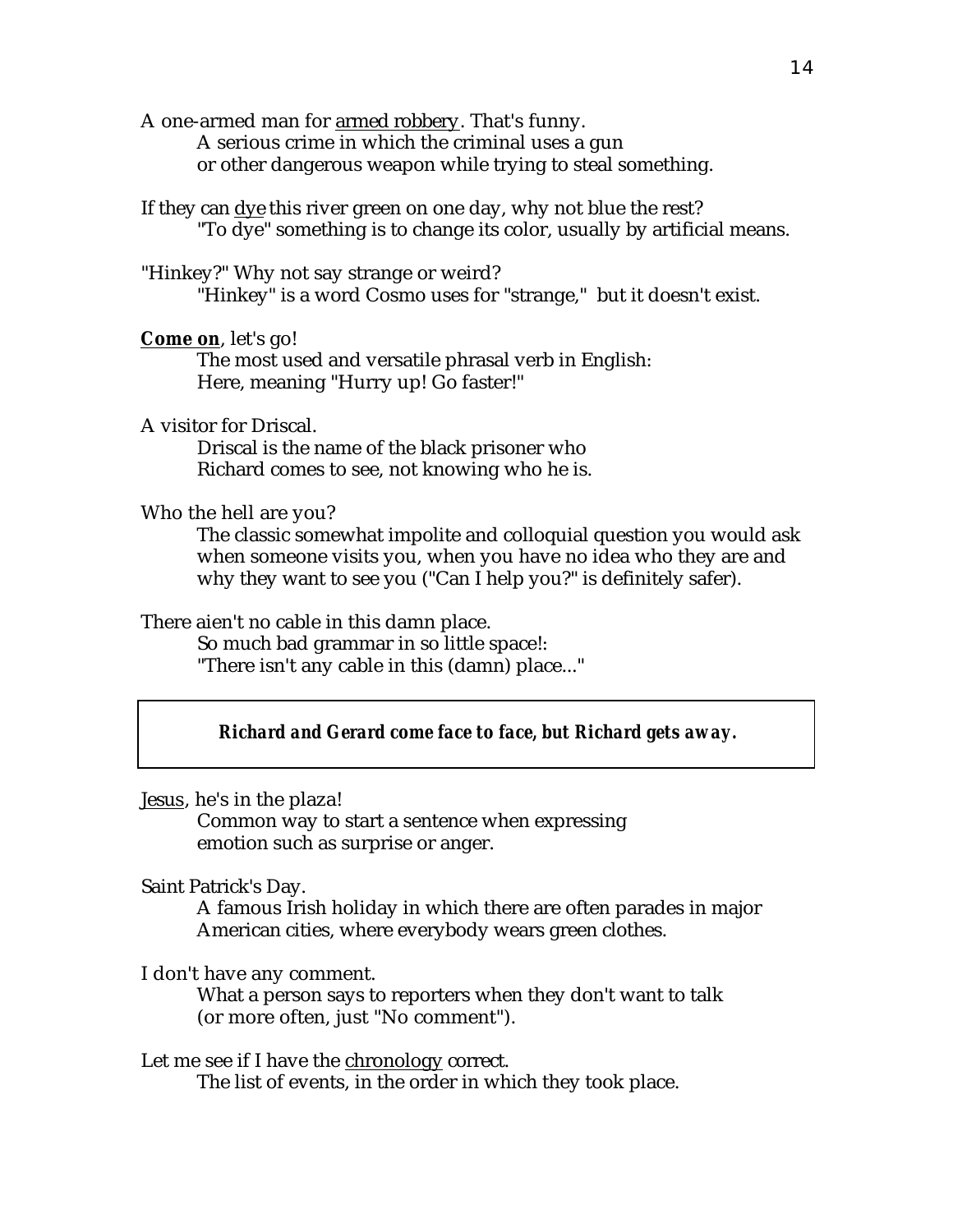A one-armed man for <u>armed robbery</u>. That's funny.

> A serious crime in which the criminal uses a gun or other dangerous weapon while trying to steal something.

If they can <u>dye</u> this river green on one day, why not blue the rest?

> "To dye" something is to change its color, usually by artificial means.

"Hinkey?" Why not say strange or weird?

> "Hinkey" is a word Cosmo uses for "strange," but it doesn't exist.

***<u>Come on</u>***, let's go!

> The most used and versatile phrasal verb in English:
> Here, meaning "Hurry up! Go faster!"

A visitor for Driscal.

> Driscal is the name of the black prisoner who Richard comes to see, not knowing who he is.

Who the hell are you?

> The classic somewhat impolite and colloquial question you would ask when someone visits you, when you have no idea who they are and why they want to see you ("Can I help you?" is definitely safer).

There aien't no cable in this damn place.

> So much bad grammar in so little space!:
> "There isn't any cable in this (damn) place..."

---

***Richard and Gerard come face to face, but Richard gets away.***

---

<u>Jesus</u>, he's in the plaza!

> Common way to start a sentence when expressing emotion such as surprise or anger.

Saint Patrick's Day.

> A famous Irish holiday in which there are often parades in major American cities, where everybody wears green clothes.

I don't have any comment.

> What a person says to reporters when they don't want to talk (or more often, just "No comment").

Let me see if I have the <u>chronology</u> correct.

> The list of events, in the order in which they took place.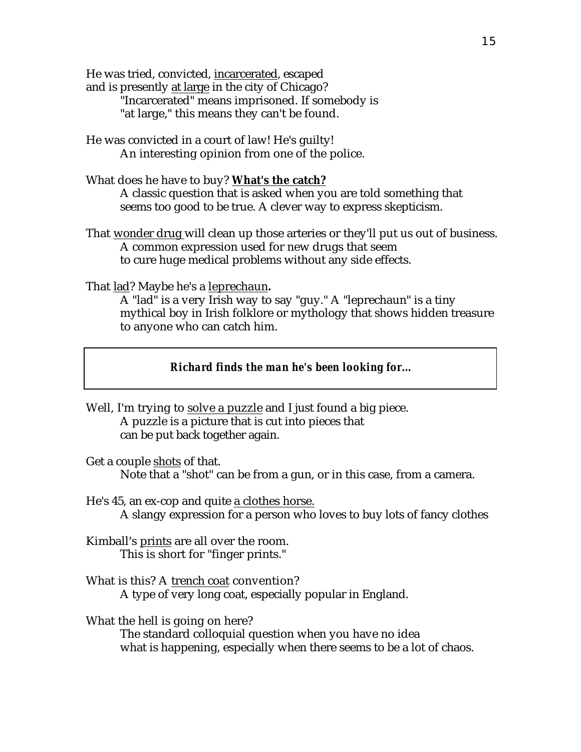He was tried, convicted, <u>incarcerated</u>, escaped
and is presently <u>at large</u> in the city of Chicago?

> "Incarcerated" means imprisoned. If somebody is "at large," this means they can't be found.

He was convicted in a court of law! He's guilty!

> An interesting opinion from one of the police.

What does he have to buy? **<u>What's the catch?</u>**

> A classic question that is asked when you are told something that seems too good to be true. A clever way to express skepticism.

That <u>wonder drug</u> will clean up those arteries or they'll put us out of business.

> A common expression used for new drugs that seem to cure huge medical problems without any side effects.

That <u>lad</u>? Maybe he's a <u>leprechaun</u>**.**

> A "lad" is a very Irish way to say "guy." A "leprechaun" is a tiny mythical boy in Irish folklore or mythology that shows hidden treasure to anyone who can catch him.

***Richard finds the man he's been looking for...***

Well, I'm trying to <u>solve a puzzle</u> and I just found a big piece.

> A puzzle is a picture that is cut into pieces that can be put back together again.

Get a couple <u>shots</u> of that.

> Note that a "shot" can be from a gun, or in this case, from a camera.

He's 45, an ex-cop and quite <u>a clothes horse.</u>

> A slangy expression for a person who loves to buy lots of fancy clothes

Kimball's <u>prints</u> are all over the room.

> This is short for "finger prints."

What is this? A <u>trench coat</u> convention?

> A type of very long coat, especially popular in England.

What the hell is going on here?

> The standard colloquial question when you have no idea what is happening, especially when there seems to be a lot of chaos.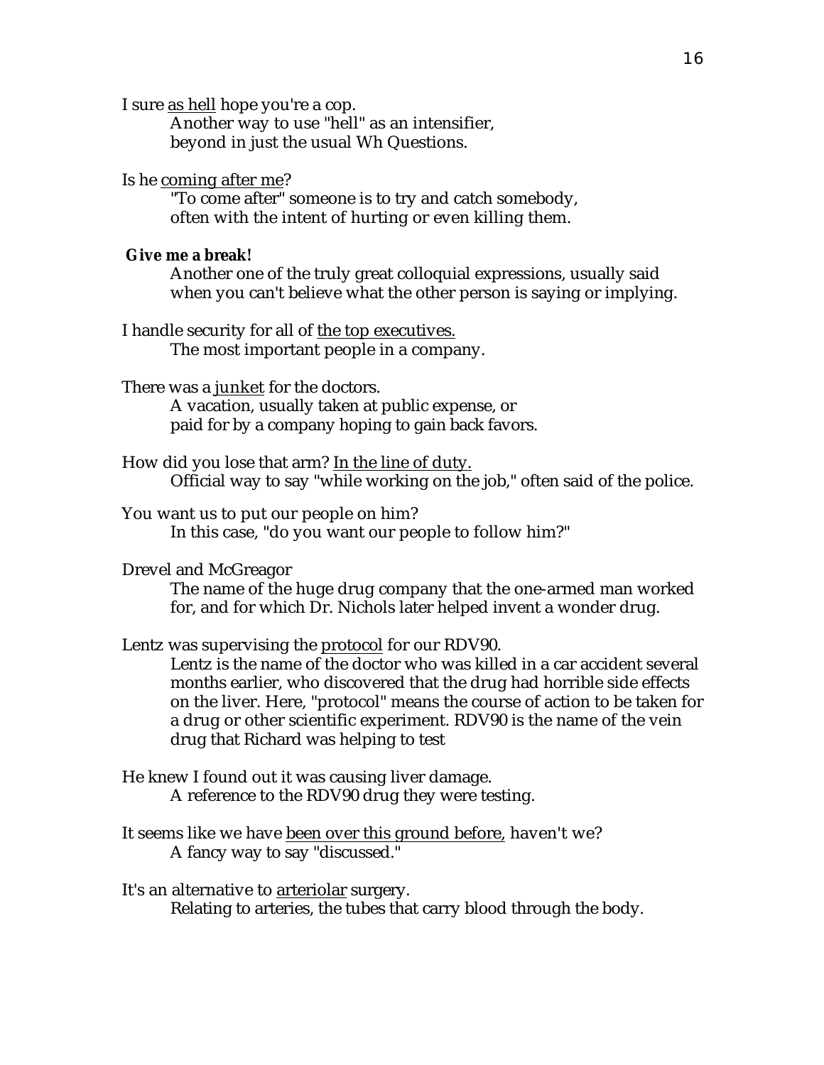I sure <u>as hell</u> hope you're a cop.

> Another way to use "hell" as an intensifier, beyond in just the usual Wh Questions.

Is he <u>coming after me</u>?

> "To come after" someone is to try and catch somebody, often with the intent of hurting or even killing them.

**Give me a break!**

> Another one of the truly great colloquial expressions, usually said when you can't believe what the other person is saying or implying.

I handle security for all of <u>the top executives.</u>

> The most important people in a company.

There was a <u>junket</u> for the doctors.

> A vacation, usually taken at public expense, or paid for by a company hoping to gain back favors.

How did you lose that arm? <u>In the line of duty.</u>

> Official way to say "while working on the job," often said of the police.

You want us to put our people on him?

> In this case, "do you want our people to follow him?"

Drevel and McGreagor

> The name of the huge drug company that the one-armed man worked for, and for which Dr. Nichols later helped invent a wonder drug.

Lentz was supervising the <u>protocol</u> for our RDV90.

> Lentz is the name of the doctor who was killed in a car accident several months earlier, who discovered that the drug had horrible side effects on the liver. Here, "protocol" means the course of action to be taken for a drug or other scientific experiment. RDV90 is the name of the vein drug that Richard was helping to test

He knew I found out it was causing liver damage.

> A reference to the RDV90 drug they were testing.

It seems like we have <u>been over this ground before,</u> haven't we?

> A fancy way to say "discussed."

It's an alternative to <u>arteriolar</u> surgery.

> Relating to arteries, the tubes that carry blood through the body.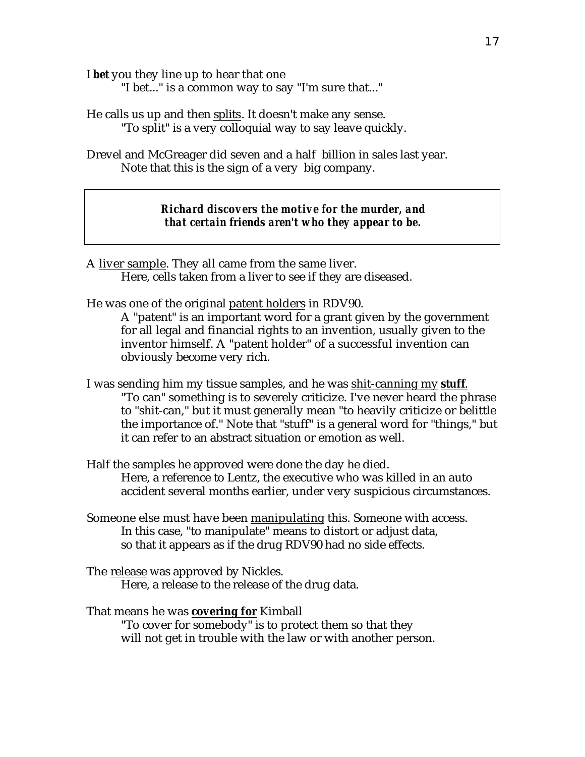I **bet** you they line up to hear that one

> "I bet..." is a common way to say "I'm sure that..."

He calls us up and then splits. It doesn't make any sense.

> "To split" is a very colloquial way to say leave quickly.

Drevel and McGreager did seven and a half billion in sales last year.

> Note that this is the sign of a very big company.

***Richard discovers the motive for the murder, and that certain friends aren't who they appear to be.***

A liver sample. They all came from the same liver.

> Here, cells taken from a liver to see if they are diseased.

He was one of the original patent holders in RDV90.

> A "patent" is an important word for a grant given by the government for all legal and financial rights to an invention, usually given to the inventor himself. A "patent holder" of a successful invention can obviously become very rich.

I was sending him my tissue samples, and he was shit-canning my **stuff**.

> "To can" something is to severely criticize. I've never heard the phrase to "shit-can," but it must generally mean "to heavily criticize or belittle the importance of." Note that "stuff" is a general word for "things," but it can refer to an abstract situation or emotion as well.

Half the samples he approved were done the day he died.

> Here, a reference to Lentz, the executive who was killed in an auto accident several months earlier, under very suspicious circumstances.

Someone else must have been manipulating this. Someone with access.

> In this case, "to manipulate" means to distort or adjust data, so that it appears as if the drug RDV90 had no side effects.

The release was approved by Nickles.

> Here, a release to the release of the drug data.

That means he was **covering for** Kimball

> "To cover for somebody" is to protect them so that they will not get in trouble with the law or with another person.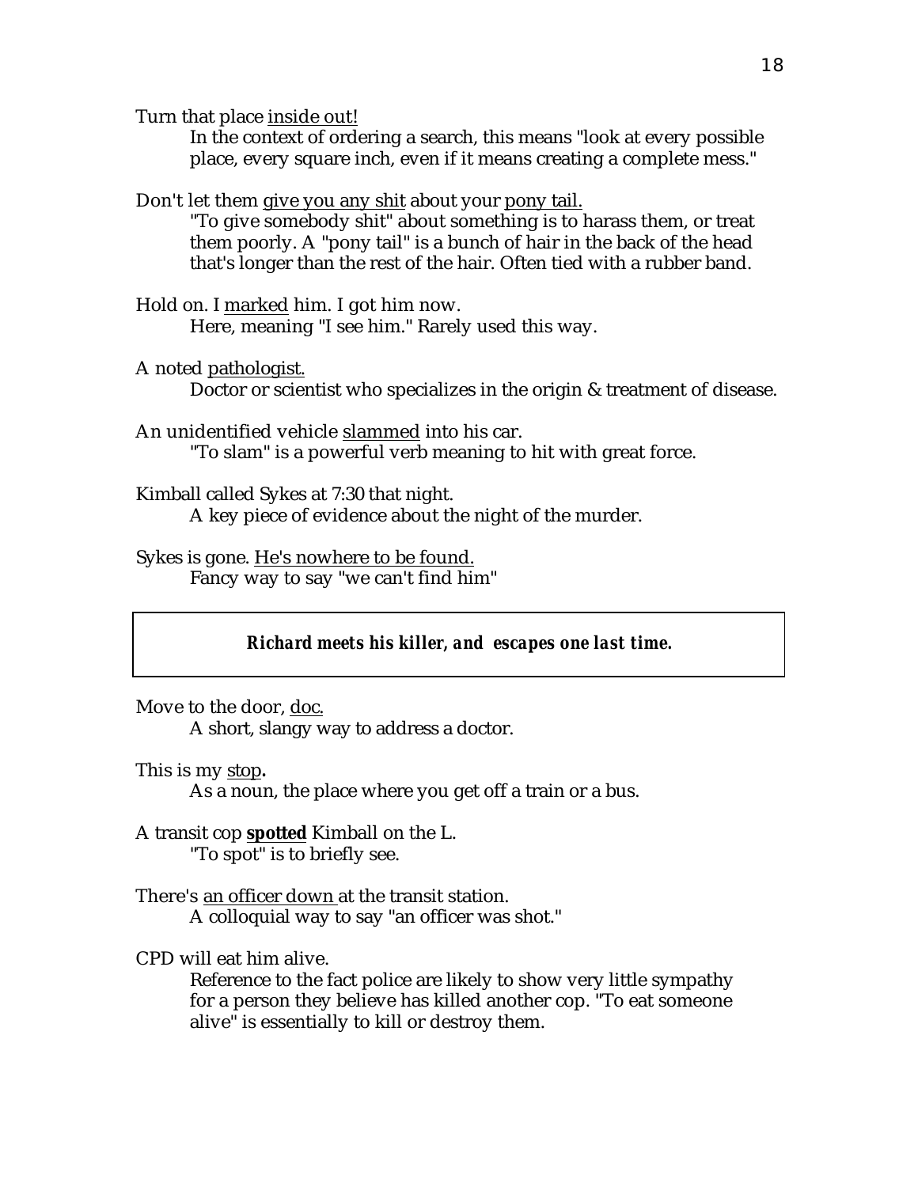Turn that place <u>inside out!</u>

In the context of ordering a search, this means "look at every possible place, every square inch, even if it means creating a complete mess."

Don't let them <u>give you any shit</u> about your <u>pony tail.</u>

"To give somebody shit" about something is to harass them, or treat them poorly. A "pony tail" is a bunch of hair in the back of the head that's longer than the rest of the hair. Often tied with a rubber band.

Hold on. I <u>marked</u> him. I got him now.

Here, meaning "I see him." Rarely used this way.

A noted <u>pathologist.</u>

Doctor or scientist who specializes in the origin & treatment of disease.

An unidentified vehicle <u>slammed</u> into his car.

"To slam" is a powerful verb meaning to hit with great force.

Kimball called Sykes at 7:30 that night.

A key piece of evidence about the night of the murder.

Sykes is gone. <u>He's nowhere to be found.</u>

Fancy way to say "we can't find him"

| ***Richard meets his killer, and escapes one last time.*** |
|---|

Move to the door, <u>doc.</u>

A short, slangy way to address a doctor.

This is my <u>stop</u>**.**

As a noun, the place where you get off a train or a bus.

A transit cop <u>**spotted**</u> Kimball on the L.

"To spot" is to briefly see.

There's <u>an officer down</u> at the transit station.

A colloquial way to say "an officer was shot."

CPD will eat him alive.

Reference to the fact police are likely to show very little sympathy for a person they believe has killed another cop. "To eat someone alive" is essentially to kill or destroy them.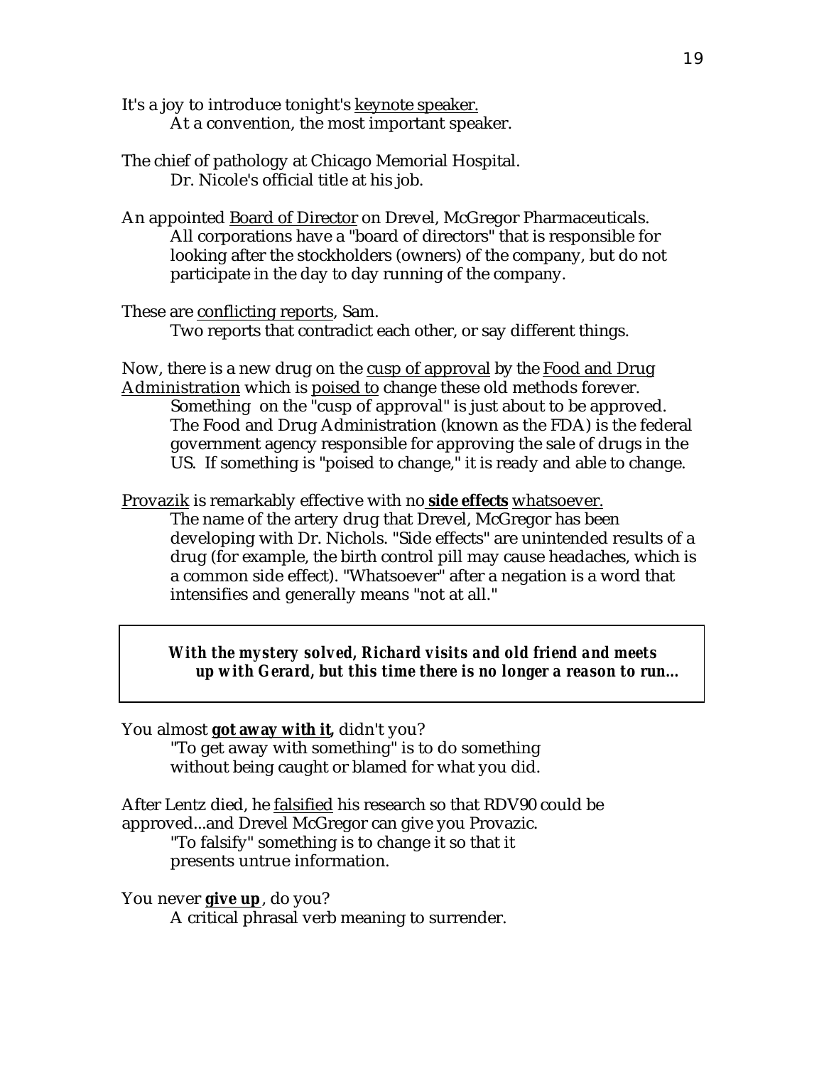It's a joy to introduce tonight's <u>keynote speaker.</u>

At a convention, the most important speaker.

The chief of pathology at Chicago Memorial Hospital.

Dr. Nicole's official title at his job.

An appointed <u>Board of Director</u> on Drevel, McGregor Pharmaceuticals.

All corporations have a "board of directors" that is responsible for looking after the stockholders (owners) of the company, but do not participate in the day to day running of the company.

These are <u>conflicting reports</u>, Sam.

Two reports that contradict each other, or say different things.

Now, there is a new drug on the <u>cusp of approval</u> by the <u>Food and Drug Administration</u> which is <u>poised to</u> change these old methods forever.

Something on the "cusp of approval" is just about to be approved. The Food and Drug Administration (known as the FDA) is the federal government agency responsible for approving the sale of drugs in the US. If something is "poised to change," it is ready and able to change.

<u>Provazik</u> is remarkably effective with no **<u>side effects</u>** <u>whatsoever.</u>

The name of the artery drug that Drevel, McGregor has been developing with Dr. Nichols. "Side effects" are unintended results of a drug (for example, the birth control pill may cause headaches, which is a common side effect). "Whatsoever" after a negation is a word that intensifies and generally means "not at all."

> ***With the mystery solved, Richard visits and old friend and meets up with Gerard, but this time there is no longer a reason to run...***

You almost **<u>got away with it</u>,** didn't you?

"To get away with something" is to do something without being caught or blamed for what you did.

After Lentz died, he <u>falsified</u> his research so that RDV90 could be approved...and Drevel McGregor can give you Provazic.

"To falsify" something is to change it so that it presents untrue information.

You never **<u>give up</u>**, do you?

A critical phrasal verb meaning to surrender.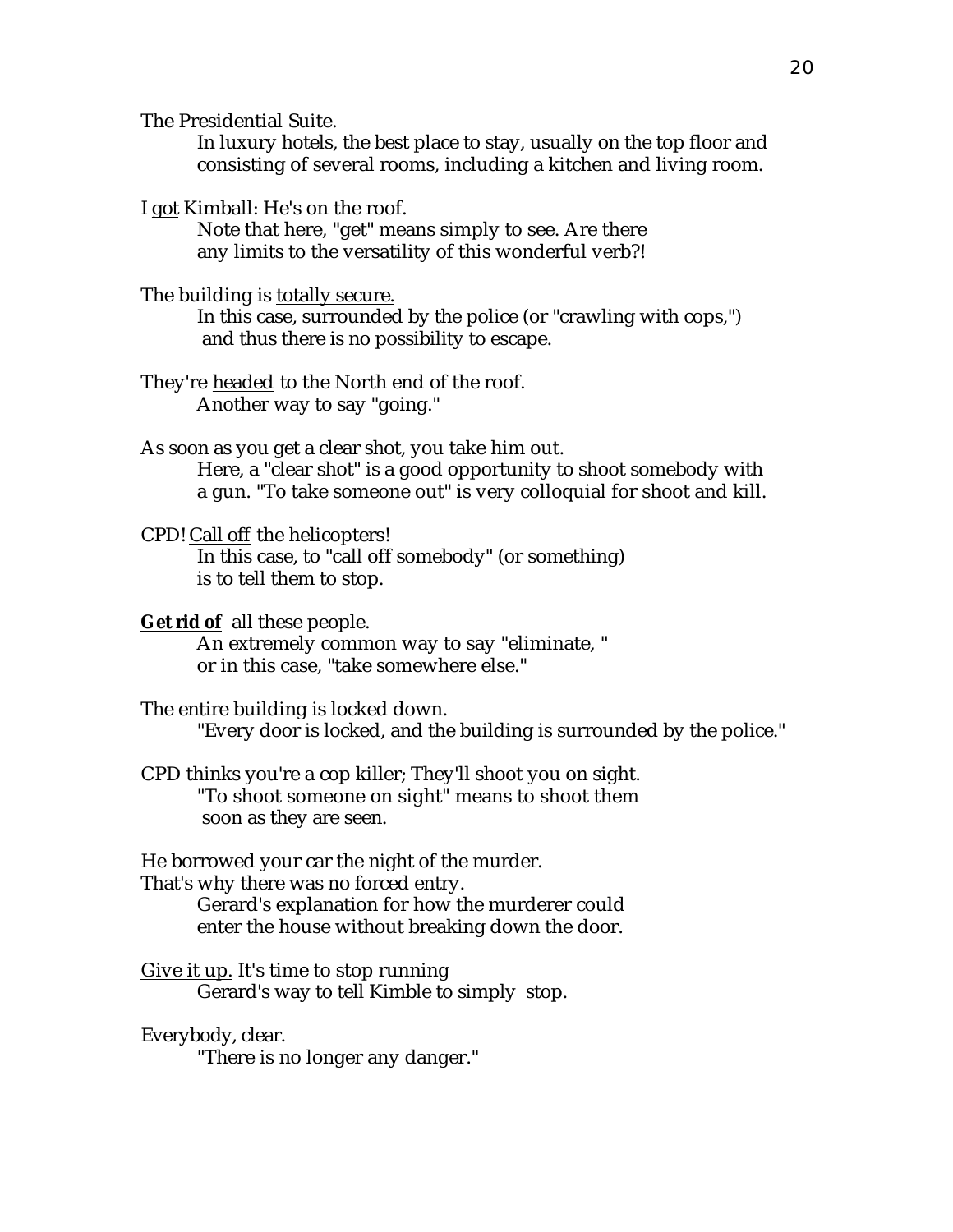The Presidential Suite.

In luxury hotels, the best place to stay, usually on the top floor and consisting of several rooms, including a kitchen and living room.

I <u>got</u> Kimball: He's on the roof.

Note that here, "get" means simply to see. Are there any limits to the versatility of this wonderful verb?!

The building is <u>totally secure.</u>

In this case, surrounded by the police (or "crawling with cops,") and thus there is no possibility to escape.

They're <u>headed</u> to the North end of the roof.

Another way to say "going."

As soon as you get <u>a clear shot, you take him out.</u>

Here, a "clear shot" is a good opportunity to shoot somebody with a gun. "To take someone out" is very colloquial for shoot and kill.

CPD! <u>Call off</u> the helicopters!

In this case, to "call off somebody" (or something) is to tell them to stop.

<u>**Get rid of**</u> all these people.

An extremely common way to say "eliminate, " or in this case, "take somewhere else."

The entire building is locked down.

"Every door is locked, and the building is surrounded by the police."

CPD thinks you're a cop killer; They'll shoot you <u>on sight.</u>

"To shoot someone on sight" means to shoot them soon as they are seen.

He borrowed your car the night of the murder.
That's why there was no forced entry.

Gerard's explanation for how the murderer could enter the house without breaking down the door.

<u>Give it up.</u> It's time to stop running

Gerard's way to tell Kimble to simply stop.

Everybody, clear.

"There is no longer any danger."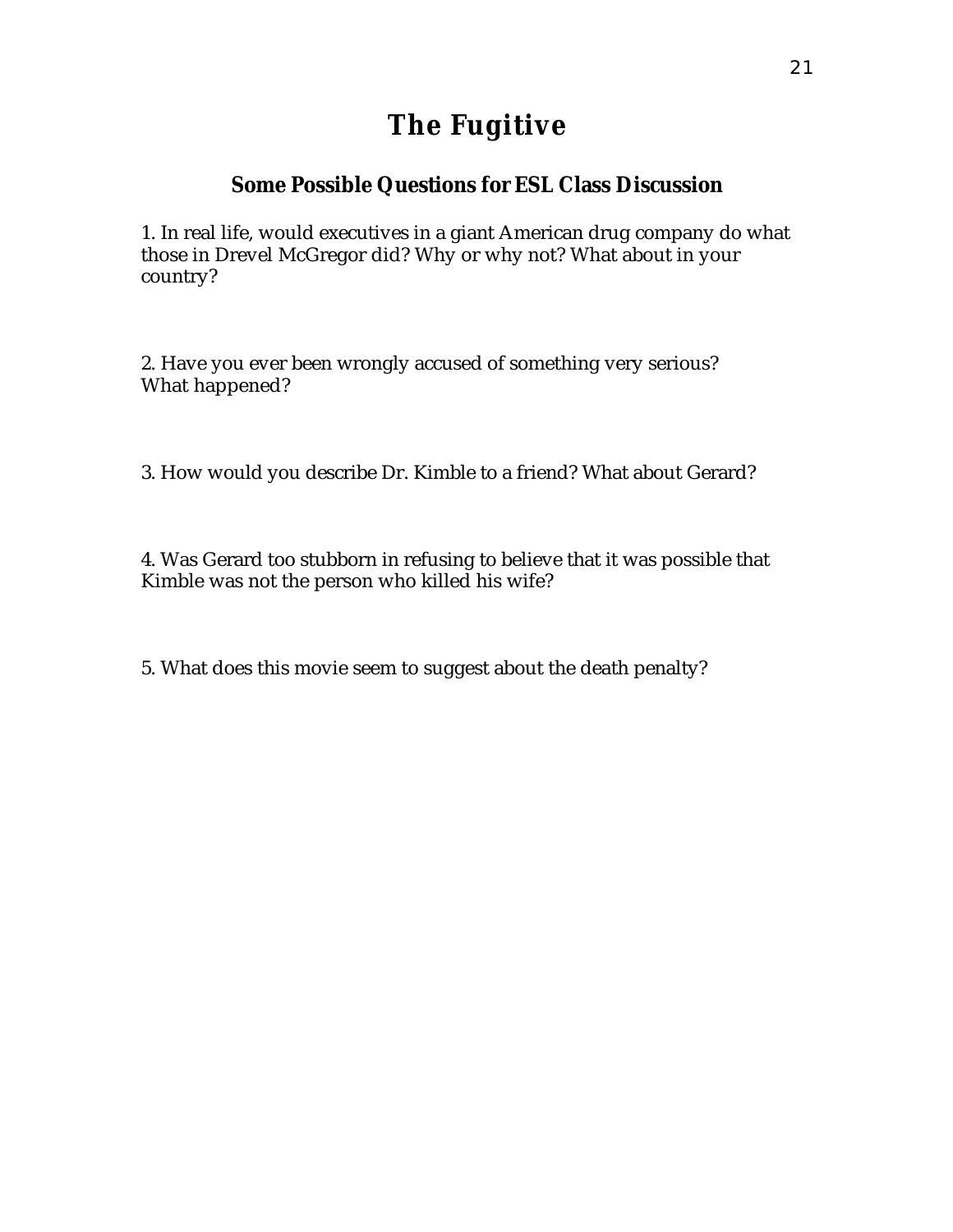# The Fugitive

## Some Possible Questions for ESL Class Discussion

1. In real life, would executives in a giant American drug company do what those in Drevel McGregor did? Why or why not? What about in your country?

2. Have you ever been wrongly accused of something very serious? What happened?

3. How would you describe Dr. Kimble to a friend? What about Gerard?

4. Was Gerard too stubborn in refusing to believe that it was possible that Kimble was not the person who killed his wife?

5. What does this movie seem to suggest about the death penalty?